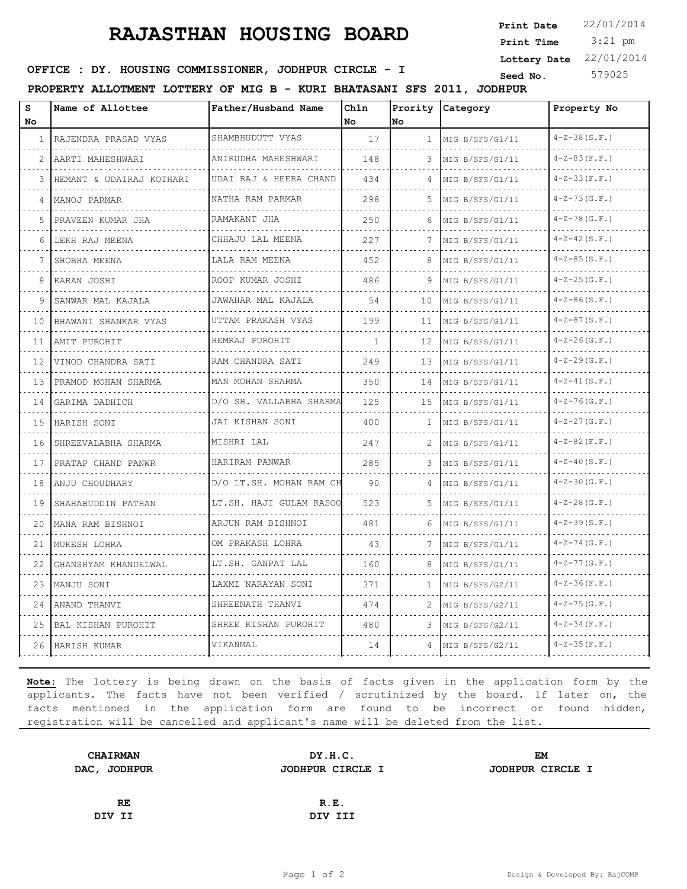# RAJASTHAN HOUSING BOARD

**Print Date** 22/01/2014
**Print Time** 3:21 pm
**Lottery Date** 22/01/2014
**Seed No.** 579025

**OFFICE : DY. HOUSING COMMISSIONER, JODHPUR CIRCLE - I**

**PROPERTY ALLOTMENT LOTTERY OF MIG B - KURI BHATASANI SFS 2011, JODHPUR**

| S No | Name of Allottee | Father/Husband Name | Chln No | Prority No | Category | Property No |
|---|---|---|---|---|---|---|
| 1 | RAJENDRA PRASAD VYAS | SHAMBHUDUTT VYAS | 17 | 1 | MIG B/SFS/G1/11 | 4-Z-38(S.F.) |
| 2 | AARTI MAHESHWARI | ANIRUDHA MAHESHWARI | 148 | 3 | MIG B/SFS/G1/11 | 4-Z-83(F.F.) |
| 3 | HEMANT & UDAIRAJ KOTHARI | UDAI RAJ & HEERA CHAND | 434 | 4 | MIG B/SFS/G1/11 | 4-Z-33(F.F.) |
| 4 | MANOJ PARMAR | NATHA RAM PARMAR | 298 | 5 | MIG B/SFS/G1/11 | 4-Z-73(G.F.) |
| 5 | PRAVEEN KUMAR JHA | RAMAKANT JHA | 250 | 6 | MIG B/SFS/G1/11 | 4-Z-78(G.F.) |
| 6 | LEKH RAJ MEENA | CHHAJU LAL MEENA | 227 | 7 | MIG B/SFS/G1/11 | 4-Z-42(S.F.) |
| 7 | SHOBHA MEENA | LALA RAM MEENA | 452 | 8 | MIG B/SFS/G1/11 | 4-Z-85(S.F.) |
| 8 | KARAN JOSHI | ROOP KUMAR JOSHI | 486 | 9 | MIG B/SFS/G1/11 | 4-Z-25(G.F.) |
| 9 | SANWAR MAL KAJALA | JAWAHAR MAL KAJALA | 54 | 10 | MIG B/SFS/G1/11 | 4-Z-86(S.F.) |
| 10 | BHAWANI SHANKAR VYAS | UTTAM PRAKASH VYAS | 199 | 11 | MIG B/SFS/G1/11 | 4-Z-87(S.F.) |
| 11 | AMIT PUROHIT | HEMRAJ PUROHIT | 1 | 12 | MIG B/SFS/G1/11 | 4-Z-26(G.F.) |
| 12 | VINOD CHANDRA SATI | RAM CHANDRA SATI | 249 | 13 | MIG B/SFS/G1/11 | 4-Z-29(G.F.) |
| 13 | PRAMOD MOHAN SHARMA | MAN MOHAN SHARMA | 350 | 14 | MIG B/SFS/G1/11 | 4-Z-41(S.F.) |
| 14 | GARIMA DADHICH | D/O SH. VALLABHA SHARMA | 125 | 15 | MIG B/SFS/G1/11 | 4-Z-76(G.F.) |
| 15 | HARISH SONI | JAI KISHAN SONI | 400 | 1 | MIG B/SFS/G1/11 | 4-Z-27(G.F.) |
| 16 | SHREEVALABHA SHARMA | MISHRI LAL | 247 | 2 | MIG B/SFS/G1/11 | 4-Z-82(F.F.) |
| 17 | PRATAP CHAND PANWR | HARIRAM PANWAR | 285 | 3 | MIG B/SFS/G1/11 | 4-Z-40(S.F.) |
| 18 | ANJU CHOUDHARY | D/O LT.SH. MOHAN RAM CH | 90 | 4 | MIG B/SFS/G1/11 | 4-Z-30(G.F.) |
| 19 | SHAHABUDDIN PATHAN | LT.SH. HAJI GULAM RASOO | 523 | 5 | MIG B/SFS/G1/11 | 4-Z-28(G.F.) |
| 20 | MANA RAM BISHNOI | ARJUN RAM BISHNOI | 481 | 6 | MIG B/SFS/G1/11 | 4-Z-39(S.F.) |
| 21 | MUKESH LOHRA | OM PRAKASH LOHRA | 43 | 7 | MIG B/SFS/G1/11 | 4-Z-74(G.F.) |
| 22 | GHANSHYAM KHANDELWAL | LT.SH. GANPAT LAL | 160 | 8 | MIG B/SFS/G1/11 | 4-Z-77(G.F.) |
| 23 | MANJU SONI | LAXMI NARAYAN SONI | 371 | 1 | MIG B/SFS/G2/11 | 4-Z-36(F.F.) |
| 24 | ANAND THANVI | SHREENATH THANVI | 474 | 2 | MIG B/SFS/G2/11 | 4-Z-75(G.F.) |
| 25 | BAL KISHAN PUROHIT | SHREE KISHAN PUROHIT | 480 | 3 | MIG B/SFS/G2/11 | 4-Z-34(F.F.) |
| 26 | HARISH KUMAR | VIKANMAL | 14 | 4 | MIG B/SFS/G2/11 | 4-Z-35(F.F.) |

**Note:** The lottery is being drawn on the basis of facts given in the application form by the applicants. The facts have not been verified / scrutinized by the board. If later on, the facts mentioned in the application form are found to be incorrect or found hidden, registration will be cancelled and applicant's name will be deleted from the list.

| **CHAIRMAN** | **DY.H.C.** | **EM** |
|---|---|---|
| **DAC, JODHPUR** | **JODHPUR CIRCLE I** | **JODHPUR CIRCLE I** |

| **RE** | **R.E.** |
|---|---|
| **DIV II** | **DIV III** |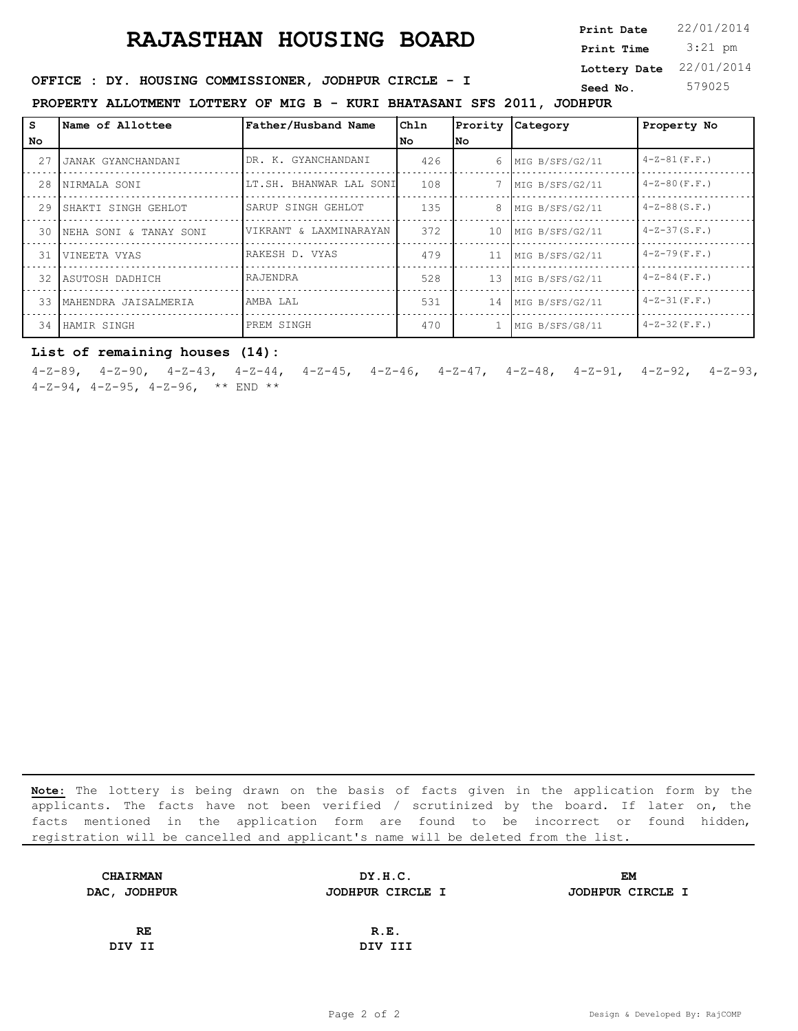# RAJASTHAN HOUSING BOARD

**Print Date** 22/01/2014
**Print Time** 3:21 pm
**Lottery Date** 22/01/2014
**Seed No.** 579025

**OFFICE : DY. HOUSING COMMISSIONER, JODHPUR CIRCLE - I**

**PROPERTY ALLOTMENT LOTTERY OF MIG B - KURI BHATASANI SFS 2011, JODHPUR**

| S No | Name of Allottee | Father/Husband Name | Chln No | Prority No | Category | Property No |
|---|---|---|---|---|---|---|
| 27 | JANAK GYANCHANDANI | DR. K. GYANCHANDANI | 426 | 6 | MIG B/SFS/G2/11 | 4-Z-81(F.F.) |
| 28 | NIRMALA SONI | LT.SH. BHANWAR LAL SONI | 108 | 7 | MIG B/SFS/G2/11 | 4-Z-80(F.F.) |
| 29 | SHAKTI SINGH GEHLOT | SARUP SINGH GEHLOT | 135 | 8 | MIG B/SFS/G2/11 | 4-Z-88(S.F.) |
| 30 | NEHA SONI & TANAY SONI | VIKRANT & LAXMINARAYAN | 372 | 10 | MIG B/SFS/G2/11 | 4-Z-37(S.F.) |
| 31 | VINEETA VYAS | RAKESH D. VYAS | 479 | 11 | MIG B/SFS/G2/11 | 4-Z-79(F.F.) |
| 32 | ASUTOSH DADHICH | RAJENDRA | 528 | 13 | MIG B/SFS/G2/11 | 4-Z-84(F.F.) |
| 33 | MAHENDRA JAISALMERIA | AMBA LAL | 531 | 14 | MIG B/SFS/G2/11 | 4-Z-31(F.F.) |
| 34 | HAMIR SINGH | PREM SINGH | 470 | 1 | MIG B/SFS/G8/11 | 4-Z-32(F.F.) |

**List of remaining houses (14):**

4-Z-89, 4-Z-90, 4-Z-43, 4-Z-44, 4-Z-45, 4-Z-46, 4-Z-47, 4-Z-48, 4-Z-91, 4-Z-92, 4-Z-93, 4-Z-94, 4-Z-95, 4-Z-96, ** END **

**Note:** The lottery is being drawn on the basis of facts given in the application form by the applicants. The facts have not been verified / scrutinized by the board. If later on, the facts mentioned in the application form are found to be incorrect or found hidden, registration will be cancelled and applicant's name will be deleted from the list.

**CHAIRMAN**
**DAC, JODHPUR**

**DY.H.C.**
**JODHPUR CIRCLE I**

**EM**
**JODHPUR CIRCLE I**

**RE**
**DIV II**

**R.E.**
**DIV III**

Design & Developed By: RajCOMP